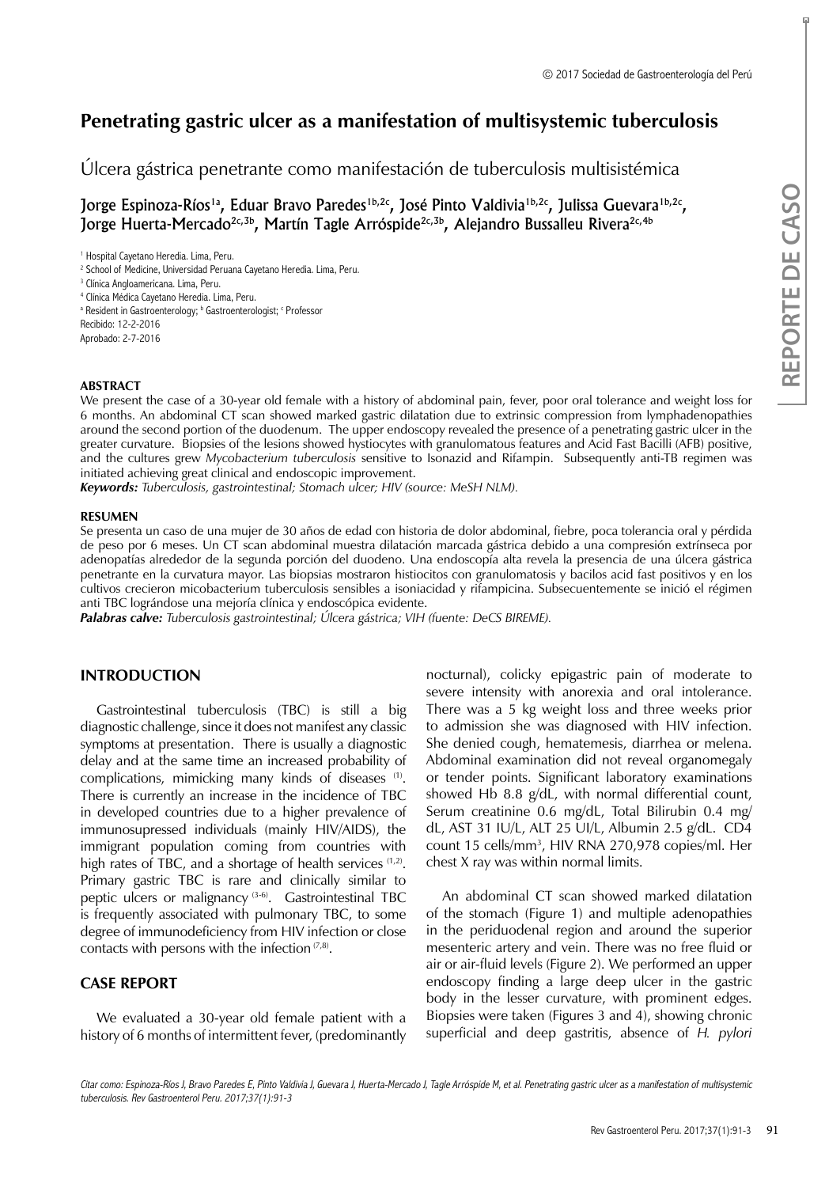# Penetrating gastric ulcer as a manifestation of multisystemic tuberculosis

## Úlcera gástrica penetrante como manifestación de tuberculosis multisistémica

Jorge Espinoza-Ríos[1a], Eduar Bravo Paredes[1b,2c], José Pinto Valdivia[1b,2c], Julissa Guevara[1b,2c], Jorge Huerta-Mercado[2c,3b], Martín Tagle Arróspide[2c,3b], Alejandro Bussalleu Rivera[2c,4b]

[1] Hospital Cayetano Heredia. Lima, Peru.
[2] School of Medicine, Universidad Peruana Cayetano Heredia. Lima, Peru.
[3] Clínica Angloamericana. Lima, Peru.
[4] Clínica Médica Cayetano Heredia. Lima, Peru.
[a] Resident in Gastroenterology; [b] Gastroenterologist; [c] Professor
Recibido: 12-2-2016
Aprobado: 2-7-2016

REPORTE DE CASO

### ABSTRACT

We present the case of a 30-year old female with a history of abdominal pain, fever, poor oral tolerance and weight loss for 6 months. An abdominal CT scan showed marked gastric dilatation due to extrinsic compression from lymphadenopathies around the second portion of the duodenum. The upper endoscopy revealed the presence of a penetrating gastric ulcer in the greater curvature. Biopsies of the lesions showed hystiocytes with granulomatous features and Acid Fast Bacilli (AFB) positive, and the cultures grew *Mycobacterium tuberculosis* sensitive to Isonazid and Rifampin. Subsequently anti-TB regimen was initiated achieving great clinical and endoscopic improvement.

***Keywords:*** *Tuberculosis, gastrointestinal; Stomach ulcer; HIV (source: MeSH NLM).*

### RESUMEN

Se presenta un caso de una mujer de 30 años de edad con historia de dolor abdominal, fiebre, poca tolerancia oral y pérdida de peso por 6 meses. Un CT scan abdominal muestra dilatación marcada gástrica debido a una compresión extrínseca por adenopatías alrededor de la segunda porción del duodeno. Una endoscopía alta revela la presencia de una úlcera gástrica penetrante en la curvatura mayor. Las biopsias mostraron histiocitos con granulomatosis y bacilos acid fast positivos y en los cultivos crecieron micobacterium tuberculosis sensibles a isoniacidad y rifampicina. Subsecuentemente se inició el régimen anti TBC lográndose una mejoría clínica y endoscópica evidente.

***Palabras calve:*** *Tuberculosis gastrointestinal; Úlcera gástrica; VIH (fuente: DeCS BIREME).*

## INTRODUCTION

Gastrointestinal tuberculosis (TBC) is still a big diagnostic challenge, since it does not manifest any classic symptoms at presentation. There is usually a diagnostic delay and at the same time an increased probability of complications, mimicking many kinds of diseases [1]. There is currently an increase in the incidence of TBC in developed countries due to a higher prevalence of immunosupressed individuals (mainly HIV/AIDS), the immigrant population coming from countries with high rates of TBC, and a shortage of health services [1,2]. Primary gastric TBC is rare and clinically similar to peptic ulcers or malignancy [3-6]. Gastrointestinal TBC is frequently associated with pulmonary TBC, to some degree of immunodeficiency from HIV infection or close contacts with persons with the infection [7,8].

## CASE REPORT

We evaluated a 30-year old female patient with a history of 6 months of intermittent fever, (predominantly nocturnal), colicky epigastric pain of moderate to severe intensity with anorexia and oral intolerance. There was a 5 kg weight loss and three weeks prior to admission she was diagnosed with HIV infection. She denied cough, hematemesis, diarrhea or melena. Abdominal examination did not reveal organomegaly or tender points. Significant laboratory examinations showed Hb 8.8 g/dL, with normal differential count, Serum creatinine 0.6 mg/dL, Total Bilirubin 0.4 mg/dL, AST 31 IU/L, ALT 25 UI/L, Albumin 2.5 g/dL. CD4 count 15 cells/mm$^3$, HIV RNA 270,978 copies/ml. Her chest X ray was within normal limits.

An abdominal CT scan showed marked dilatation of the stomach (Figure 1) and multiple adenopathies in the periduodenal region and around the superior mesenteric artery and vein. There was no free fluid or air or air-fluid levels (Figure 2). We performed an upper endoscopy finding a large deep ulcer in the gastric body in the lesser curvature, with prominent edges. Biopsies were taken (Figures 3 and 4), showing chronic superficial and deep gastritis, absence of *H. pylori*

*Citar como: Espinoza-Ríos J, Bravo Paredes E, Pinto Valdivia J, Guevara J, Huerta-Mercado J, Tagle Arróspide M, et al. Penetrating gastric ulcer as a manifestation of multisystemic tuberculosis. Rev Gastroenterol Peru. 2017;37(1):91-3*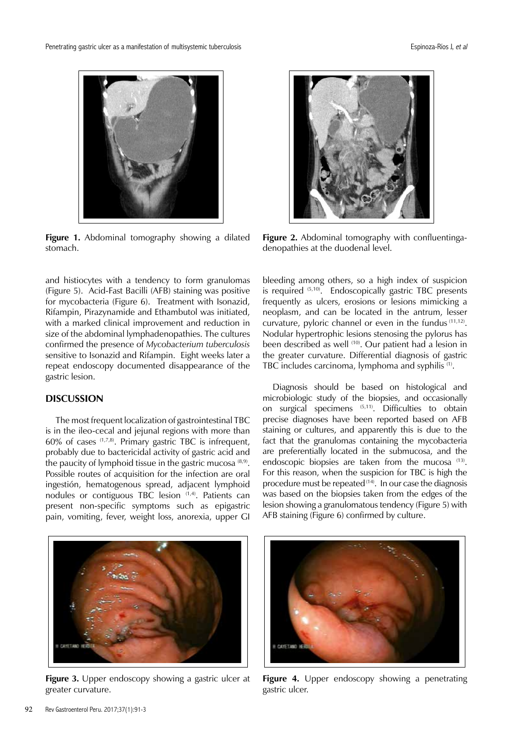Figure 1. Abdominal tomography showing a dilated stomach.

Figure 2. Abdominal tomography with confluentingadenopathies at the duodenal level.

and histiocytes with a tendency to form granulomas (Figure 5). Acid-Fast Bacilli (AFB) staining was positive for mycobacteria (Figure 6). Treatment with Isonazid, Rifampin, Pirazynamide and Ethambutol was initiated, with a marked clinical improvement and reduction in size of the abdominal lymphadenopathies. The cultures confirmed the presence of *Mycobacterium tuberculosis* sensitive to Isonazid and Rifampin. Eight weeks later a repeat endoscopy documented disappearance of the gastric lesion.

## DISCUSSION

The most frequent localization of gastrointestinal TBC is in the ileo-cecal and jejunal regions with more than 60% of cases [1,7,8]. Primary gastric TBC is infrequent, probably due to bactericidal activity of gastric acid and the paucity of lymphoid tissue in the gastric mucosa [8,9]. Possible routes of acquisition for the infection are oral ingestión, hematogenous spread, adjacent lymphoid nodules or contiguous TBC lesion [1,4]. Patients can present non-specific symptoms such as epigastric pain, vomiting, fever, weight loss, anorexia, upper GI bleeding among others, so a high index of suspicion is required [5,10]. Endoscopically gastric TBC presents frequently as ulcers, erosions or lesions mimicking a neoplasm, and can be located in the antrum, lesser curvature, pyloric channel or even in the fundus [11,12]. Nodular hypertrophic lesions stenosing the pylorus has been described as well [10]. Our patient had a lesion in the greater curvature. Differential diagnosis of gastric TBC includes carcinoma, lymphoma and syphilis [1].

Diagnosis should be based on histological and microbiologic study of the biopsies, and occasionally on surgical specimens [5,11]. Difficulties to obtain precise diagnoses have been reported based on AFB staining or cultures, and apparently this is due to the fact that the granulomas containing the mycobacteria are preferentially located in the submucosa, and the endoscopic biopsies are taken from the mucosa [13]. For this reason, when the suspicion for TBC is high the procedure must be repeated [14]. In our case the diagnosis was based on the biopsies taken from the edges of the lesion showing a granulomatous tendency (Figure 5) with AFB staining (Figure 6) confirmed by culture.

Figure 3. Upper endoscopy showing a gastric ulcer at greater curvature.

Figure 4. Upper endoscopy showing a penetrating gastric ulcer.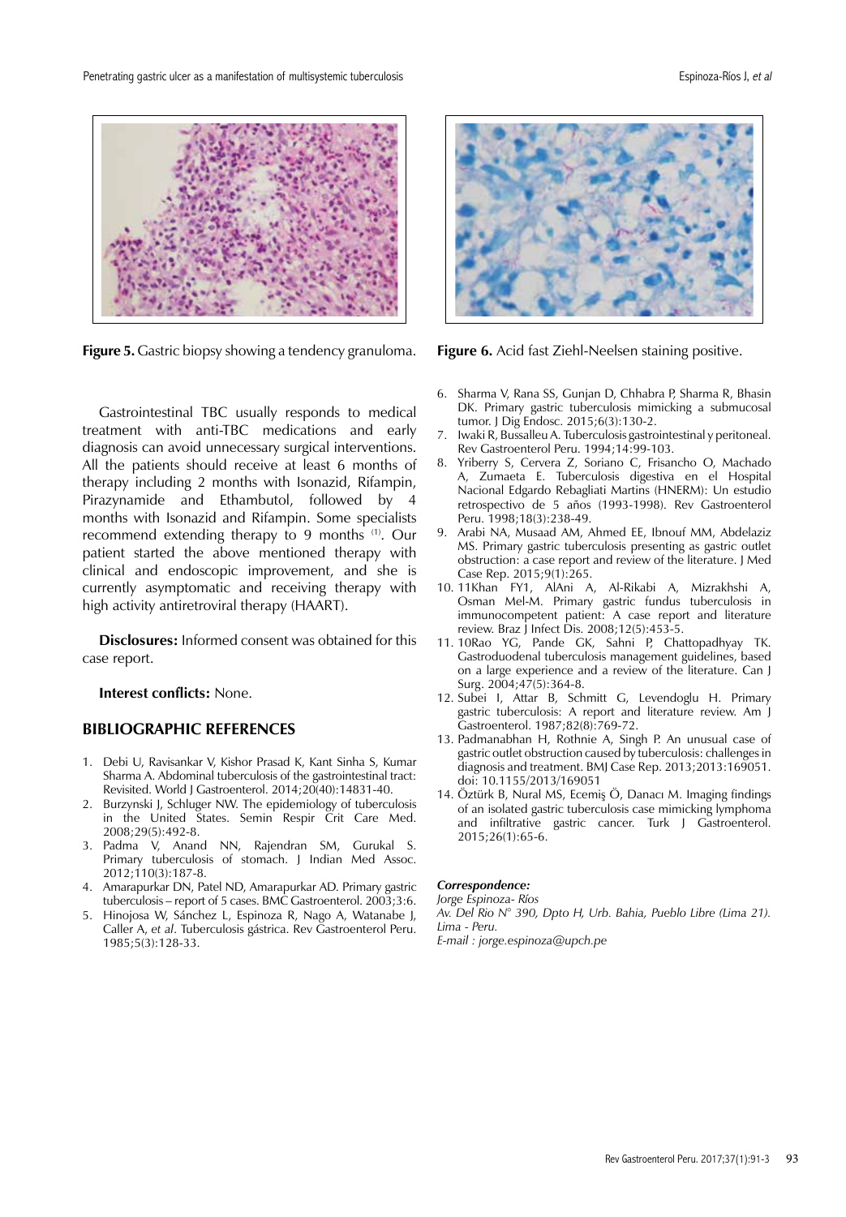**Figure 5.** Gastric biopsy showing a tendency granuloma.

**Figure 6.** Acid fast Ziehl-Neelsen staining positive.

Gastrointestinal TBC usually responds to medical treatment with anti-TBC medications and early diagnosis can avoid unnecessary surgical interventions. All the patients should receive at least 6 months of therapy including 2 months with Isonazid, Rifampin, Pirazynamide and Ethambutol, followed by 4 months with Isonazid and Rifampin. Some specialists recommend extending therapy to 9 months [1]. Our patient started the above mentioned therapy with clinical and endoscopic improvement, and she is currently asymptomatic and receiving therapy with high activity antiretroviral therapy (HAART).

**Disclosures:** Informed consent was obtained for this case report.

**Interest conflicts:** None.

## BIBLIOGRAPHIC REFERENCES

1. Debi U, Ravisankar V, Kishor Prasad K, Kant Sinha S, Kumar Sharma A. Abdominal tuberculosis of the gastrointestinal tract: Revisited. World J Gastroenterol. 2014;20(40):14831-40.
2. Burzynski J, Schluger NW. The epidemiology of tuberculosis in the United States. Semin Respir Crit Care Med. 2008;29(5):492-8.
3. Padma V, Anand NN, Rajendran SM, Gurukal S. Primary tuberculosis of stomach. J Indian Med Assoc. 2012;110(3):187-8.
4. Amarapurkar DN, Patel ND, Amarapurkar AD. Primary gastric tuberculosis – report of 5 cases. BMC Gastroenterol. 2003;3:6.
5. Hinojosa W, Sánchez L, Espinoza R, Nago A, Watanabe J, Caller A, *et al*. Tuberculosis gástrica. Rev Gastroenterol Peru. 1985;5(3):128-33.
6. Sharma V, Rana SS, Gunjan D, Chhabra P, Sharma R, Bhasin DK. Primary gastric tuberculosis mimicking a submucosal tumor. J Dig Endosc. 2015;6(3):130-2.
7. Iwaki R, Bussalleu A. Tuberculosis gastrointestinal y peritoneal. Rev Gastroenterol Peru. 1994;14:99-103.
8. Yriberry S, Cervera Z, Soriano C, Frisancho O, Machado A, Zumaeta E. Tuberculosis digestiva en el Hospital Nacional Edgardo Rebagliati Martins (HNERM): Un estudio retrospectivo de 5 años (1993-1998). Rev Gastroenterol Peru. 1998;18(3):238-49.
9. Arabi NA, Musaad AM, Ahmed EE, Ibnouf MM, Abdelaziz MS. Primary gastric tuberculosis presenting as gastric outlet obstruction: a case report and review of the literature. J Med Case Rep. 2015;9(1):265.
10. 11Khan FY1, AlAni A, Al-Rikabi A, Mizrakhshi A, Osman Mel-M. Primary gastric fundus tuberculosis in immunocompetent patient: A case report and literature review. Braz J Infect Dis. 2008;12(5):453-5.
11. 10Rao YG, Pande GK, Sahni P, Chattopadhyay TK. Gastroduodenal tuberculosis management guidelines, based on a large experience and a review of the literature. Can J Surg. 2004;47(5):364-8.
12. Subei I, Attar B, Schmitt G, Levendoglu H. Primary gastric tuberculosis: A report and literature review. Am J Gastroenterol. 1987;82(8):769-72.
13. Padmanabhan H, Rothnie A, Singh P. An unusual case of gastric outlet obstruction caused by tuberculosis: challenges in diagnosis and treatment. BMJ Case Rep. 2013;2013:169051. doi: 10.1155/2013/169051
14. Öztürk B, Nural MS, Ecemiş Ö, Danacı M. Imaging findings of an isolated gastric tuberculosis case mimicking lymphoma and infiltrative gastric cancer. Turk J Gastroenterol. 2015;26(1):65-6.

***Correspondence:***
*Jorge Espinoza- Ríos*
*Av. Del Rio N° 390, Dpto H, Urb. Bahia, Pueblo Libre (Lima 21). Lima - Peru.*
*E-mail : jorge.espinoza@upch.pe*